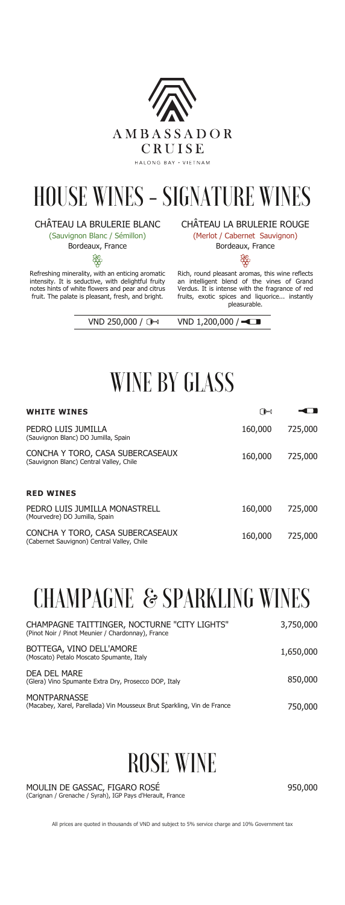AMBASSADOR CRUISE

HALONG BAY • VIETNAM

# HOUSE WINES - SIGNATURE WINES

**CHÂTEAU LA BRULERIE BLANC**
(Sauvignon Blanc / Sémillon)
Bordeaux, France

Refreshing minerality, with an enticing aromatic intensity. It is seductive, with delightful fruity notes hints of white flowers and pear and citrus fruit. The palate is pleasant, fresh, and bright.

**CHÂTEAU LA BRULERIE ROUGE**
(Merlot / Cabernet Sauvignon)
Bordeaux, France

Rich, round pleasant aromas, this wine reflects an intelligent blend of the vines of Grand Verdus. It is intense with the fragrance of red fruits, exotic spices and liquorice... instantly pleasurable.

VND 250,000 / glass    VND 1,200,000 / bottle

# WINE BY GLASS

| WHITE WINES | Glass | Bottle |
| --- | --- | --- |
| PEDRO LUIS JUMILLA (Sauvignon Blanc) DO Jumilla, Spain | 160,000 | 725,000 |
| CONCHA Y TORO, CASA SUBERCASEAUX (Sauvignon Blanc) Central Valley, Chile | 160,000 | 725,000 |
| **RED WINES** | | |
| PEDRO LUIS JUMILLA MONASTRELL (Mourvedre) DO Jumilla, Spain | 160,000 | 725,000 |
| CONCHA Y TORO, CASA SUBERCASEAUX (Cabernet Sauvignon) Central Valley, Chile | 160,000 | 725,000 |

# CHAMPAGNE & SPARKLING WINES

| Wine | Price |
| --- | --- |
| CHAMPAGNE TAITTINGER, NOCTURNE "CITY LIGHTS" (Pinot Noir / Pinot Meunier / Chardonnay), France | 3,750,000 |
| BOTTEGA, VINO DELL'AMORE (Moscato) Petalo Moscato Spumante, Italy | 1,650,000 |
| DEA DEL MARE (Glera) Vino Spumante Extra Dry, Prosecco DOP, Italy | 850,000 |
| MONTPARNASSE (Macabey, Xarel, Parellada) Vin Mousseux Brut Sparkling, Vin de France | 750,000 |

# ROSE WINE

| Wine | Price |
| --- | --- |
| MOULIN DE GASSAC, FIGARO ROSÉ (Carignan / Grenache / Syrah), IGP Pays d'Herault, France | 950,000 |

All prices are quoted in thousands of VND and subject to 5% service charge and 10% Government tax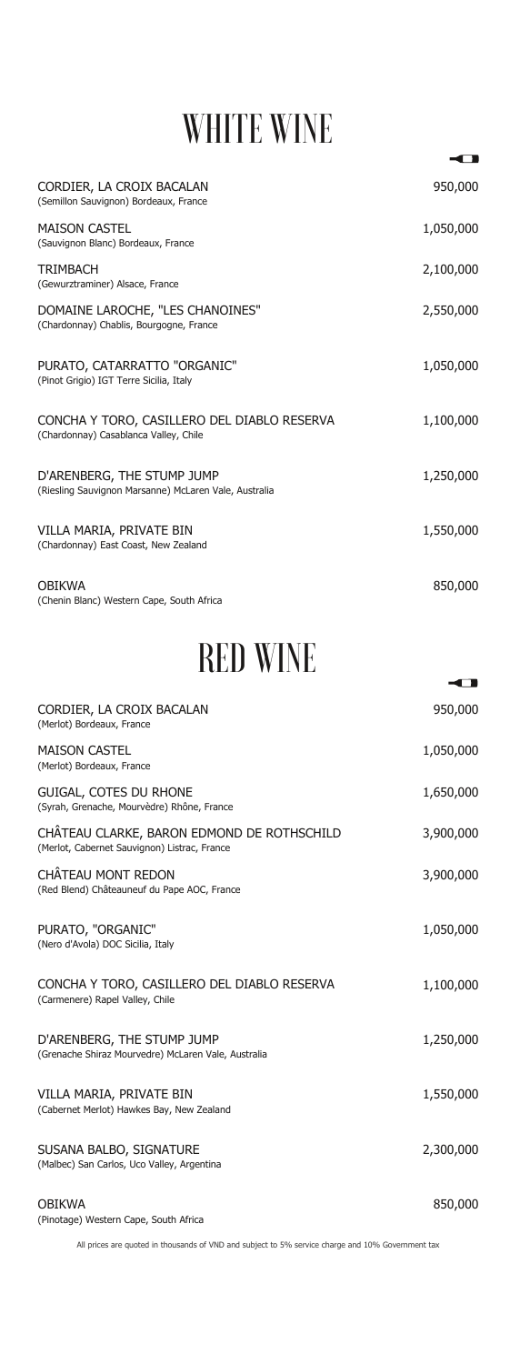# WHITE WINE

| Wine | Bottle |
|---|---|
| CORDIER, LA CROIX BACALAN (Semillon Sauvignon) Bordeaux, France | 950,000 |
| MAISON CASTEL (Sauvignon Blanc) Bordeaux, France | 1,050,000 |
| TRIMBACH (Gewurztraminer) Alsace, France | 2,100,000 |
| DOMAINE LAROCHE, "LES CHANOINES" (Chardonnay) Chablis, Bourgogne, France | 2,550,000 |
| PURATO, CATARRATTO "ORGANIC" (Pinot Grigio) IGT Terre Sicilia, Italy | 1,050,000 |
| CONCHA Y TORO, CASILLERO DEL DIABLO RESERVA (Chardonnay) Casablanca Valley, Chile | 1,100,000 |
| D'ARENBERG, THE STUMP JUMP (Riesling Sauvignon Marsanne) McLaren Vale, Australia | 1,250,000 |
| VILLA MARIA, PRIVATE BIN (Chardonnay) East Coast, New Zealand | 1,550,000 |
| OBIKWA (Chenin Blanc) Western Cape, South Africa | 850,000 |

# RED WINE

| Wine | Bottle |
|---|---|
| CORDIER, LA CROIX BACALAN (Merlot) Bordeaux, France | 950,000 |
| MAISON CASTEL (Merlot) Bordeaux, France | 1,050,000 |
| GUIGAL, COTES DU RHONE (Syrah, Grenache, Mourvèdre) Rhône, France | 1,650,000 |
| CHÂTEAU CLARKE, BARON EDMOND DE ROTHSCHILD (Merlot, Cabernet Sauvignon) Listrac, France | 3,900,000 |
| CHÂTEAU MONT REDON (Red Blend) Châteauneuf du Pape AOC, France | 3,900,000 |
| PURATO, "ORGANIC" (Nero d'Avola) DOC Sicilia, Italy | 1,050,000 |
| CONCHA Y TORO, CASILLERO DEL DIABLO RESERVA (Carmenere) Rapel Valley, Chile | 1,100,000 |
| D'ARENBERG, THE STUMP JUMP (Grenache Shiraz Mourvedre) McLaren Vale, Australia | 1,250,000 |
| VILLA MARIA, PRIVATE BIN (Cabernet Merlot) Hawkes Bay, New Zealand | 1,550,000 |
| SUSANA BALBO, SIGNATURE (Malbec) San Carlos, Uco Valley, Argentina | 2,300,000 |
| OBIKWA (Pinotage) Western Cape, South Africa | 850,000 |

All prices are quoted in thousands of VND and subject to 5% service charge and 10% Government tax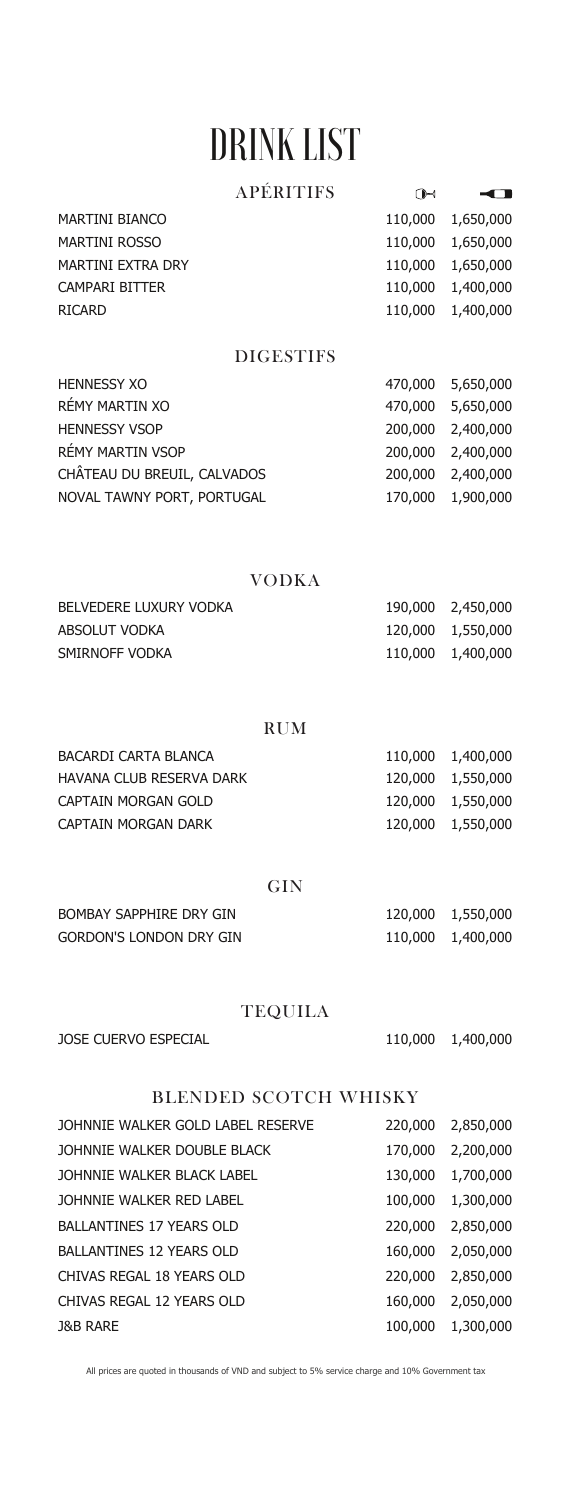# DRINK LIST

## APÉRITIFS

| | Glass | Bottle |
|---|---|---|
| MARTINI BIANCO | 110,000 | 1,650,000 |
| MARTINI ROSSO | 110,000 | 1,650,000 |
| MARTINI EXTRA DRY | 110,000 | 1,650,000 |
| CAMPARI BITTER | 110,000 | 1,400,000 |
| RICARD | 110,000 | 1,400,000 |

## DIGESTIFS

| | | |
|---|---|---|
| HENNESSY XO | 470,000 | 5,650,000 |
| RÉMY MARTIN XO | 470,000 | 5,650,000 |
| HENNESSY VSOP | 200,000 | 2,400,000 |
| RÉMY MARTIN VSOP | 200,000 | 2,400,000 |
| CHÂTEAU DU BREUIL, CALVADOS | 200,000 | 2,400,000 |
| NOVAL TAWNY PORT, PORTUGAL | 170,000 | 1,900,000 |

## VODKA

| | | |
|---|---|---|
| BELVEDERE LUXURY VODKA | 190,000 | 2,450,000 |
| ABSOLUT VODKA | 120,000 | 1,550,000 |
| SMIRNOFF VODKA | 110,000 | 1,400,000 |

## RUM

| | | |
|---|---|---|
| BACARDI CARTA BLANCA | 110,000 | 1,400,000 |
| HAVANA CLUB RESERVA DARK | 120,000 | 1,550,000 |
| CAPTAIN MORGAN GOLD | 120,000 | 1,550,000 |
| CAPTAIN MORGAN DARK | 120,000 | 1,550,000 |

## GIN

| | | |
|---|---|---|
| BOMBAY SAPPHIRE DRY GIN | 120,000 | 1,550,000 |
| GORDON'S LONDON DRY GIN | 110,000 | 1,400,000 |

## TEQUILA

| | | |
|---|---|---|
| JOSE CUERVO ESPECIAL | 110,000 | 1,400,000 |

## BLENDED SCOTCH WHISKY

| | | |
|---|---|---|
| JOHNNIE WALKER GOLD LABEL RESERVE | 220,000 | 2,850,000 |
| JOHNNIE WALKER DOUBLE BLACK | 170,000 | 2,200,000 |
| JOHNNIE WALKER BLACK LABEL | 130,000 | 1,700,000 |
| JOHNNIE WALKER RED LABEL | 100,000 | 1,300,000 |
| BALLANTINES 17 YEARS OLD | 220,000 | 2,850,000 |
| BALLANTINES 12 YEARS OLD | 160,000 | 2,050,000 |
| CHIVAS REGAL 18 YEARS OLD | 220,000 | 2,850,000 |
| CHIVAS REGAL 12 YEARS OLD | 160,000 | 2,050,000 |
| J&B RARE | 100,000 | 1,300,000 |

All prices are quoted in thousands of VND and subject to 5% service charge and 10% Government tax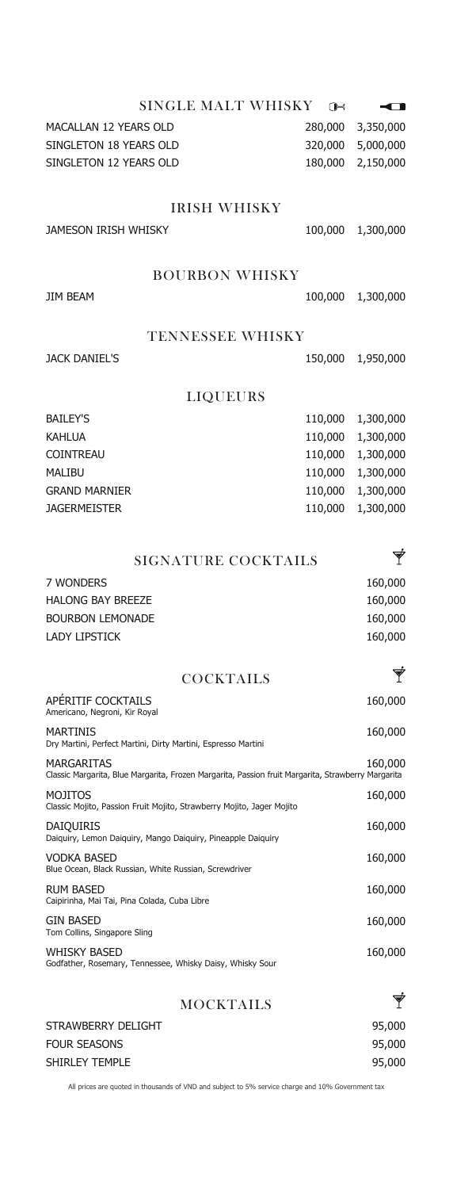## SINGLE MALT WHISKY

| | Glass | Bottle |
|---|---|---|
| MACALLAN 12 YEARS OLD | 280,000 | 3,350,000 |
| SINGLETON 18 YEARS OLD | 320,000 | 5,000,000 |
| SINGLETON 12 YEARS OLD | 180,000 | 2,150,000 |

## IRISH WHISKY

| | | |
|---|---|---|
| JAMESON IRISH WHISKY | 100,000 | 1,300,000 |

## BOURBON WHISKY

| | | |
|---|---|---|
| JIM BEAM | 100,000 | 1,300,000 |

## TENNESSEE WHISKY

| | | |
|---|---|---|
| JACK DANIEL'S | 150,000 | 1,950,000 |

## LIQUEURS

| | | |
|---|---|---|
| BAILEY'S | 110,000 | 1,300,000 |
| KAHLUA | 110,000 | 1,300,000 |
| COINTREAU | 110,000 | 1,300,000 |
| MALIBU | 110,000 | 1,300,000 |
| GRAND MARNIER | 110,000 | 1,300,000 |
| JAGERMEISTER | 110,000 | 1,300,000 |

## SIGNATURE COCKTAILS

| | |
|---|---|
| 7 WONDERS | 160,000 |
| HALONG BAY BREEZE | 160,000 |
| BOURBON LEMONADE | 160,000 |
| LADY LIPSTICK | 160,000 |

## COCKTAILS

| | |
|---|---|
| APÉRITIF COCKTAILS<br>Americano, Negroni, Kir Royal | 160,000 |
| MARTINIS<br>Dry Martini, Perfect Martini, Dirty Martini, Espresso Martini | 160,000 |
| MARGARITAS<br>Classic Margarita, Blue Margarita, Frozen Margarita, Passion fruit Margarita, Strawberry Margarita | 160,000 |
| MOJITOS<br>Classic Mojito, Passion Fruit Mojito, Strawberry Mojito, Jager Mojito | 160,000 |
| DAIQUIRIS<br>Daiquiry, Lemon Daiquiry, Mango Daiquiry, Pineapple Daiquiry | 160,000 |
| VODKA BASED<br>Blue Ocean, Black Russian, White Russian, Screwdriver | 160,000 |
| RUM BASED<br>Caipirinha, Mai Tai, Pina Colada, Cuba Libre | 160,000 |
| GIN BASED<br>Tom Collins, Singapore Sling | 160,000 |
| WHISKY BASED<br>Godfather, Rosemary, Tennessee, Whisky Daisy, Whisky Sour | 160,000 |

## MOCKTAILS

| | |
|---|---|
| STRAWBERRY DELIGHT | 95,000 |
| FOUR SEASONS | 95,000 |
| SHIRLEY TEMPLE | 95,000 |

All prices are quoted in thousands of VND and subject to 5% service charge and 10% Government tax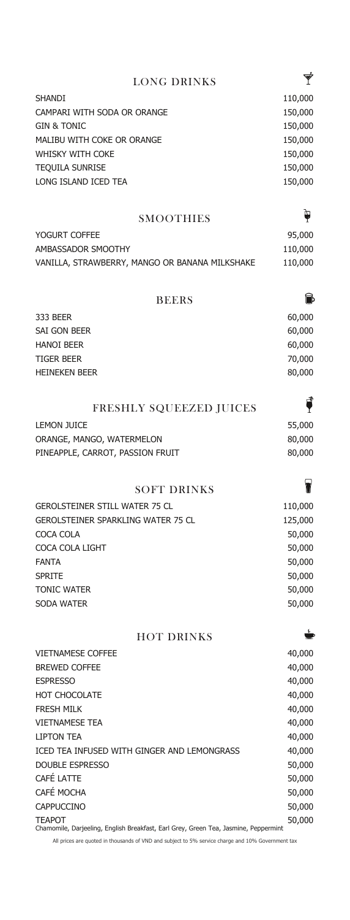## LONG DRINKS

| | |
|---|---|
| SHANDI | 110,000 |
| CAMPARI WITH SODA OR ORANGE | 150,000 |
| GIN & TONIC | 150,000 |
| MALIBU WITH COKE OR ORANGE | 150,000 |
| WHISKY WITH COKE | 150,000 |
| TEQUILA SUNRISE | 150,000 |
| LONG ISLAND ICED TEA | 150,000 |

## SMOOTHIES

| | |
|---|---|
| YOGURT COFFEE | 95,000 |
| AMBASSADOR SMOOTHY | 110,000 |
| VANILLA, STRAWBERRY, MANGO OR BANANA MILKSHAKE | 110,000 |

## BEERS

| | |
|---|---|
| 333 BEER | 60,000 |
| SAI GON BEER | 60,000 |
| HANOI BEER | 60,000 |
| TIGER BEER | 70,000 |
| HEINEKEN BEER | 80,000 |

## FRESHLY SQUEEZED JUICES

| | |
|---|---|
| LEMON JUICE | 55,000 |
| ORANGE, MANGO, WATERMELON | 80,000 |
| PINEAPPLE, CARROT, PASSION FRUIT | 80,000 |

## SOFT DRINKS

| | |
|---|---|
| GEROLSTEINER STILL WATER 75 CL | 110,000 |
| GEROLSTEINER SPARKLING WATER 75 CL | 125,000 |
| COCA COLA | 50,000 |
| COCA COLA LIGHT | 50,000 |
| FANTA | 50,000 |
| SPRITE | 50,000 |
| TONIC WATER | 50,000 |
| SODA WATER | 50,000 |

## HOT DRINKS

| | |
|---|---|
| VIETNAMESE COFFEE | 40,000 |
| BREWED COFFEE | 40,000 |
| ESPRESSO | 40,000 |
| HOT CHOCOLATE | 40,000 |
| FRESH MILK | 40,000 |
| VIETNAMESE TEA | 40,000 |
| LIPTON TEA | 40,000 |
| ICED TEA INFUSED WITH GINGER AND LEMONGRASS | 40,000 |
| DOUBLE ESPRESSO | 50,000 |
| CAFÉ LATTE | 50,000 |
| CAFÉ MOCHA | 50,000 |
| CAPPUCCINO | 50,000 |
| TEAPOT<br>Chamomile, Darjeeling, English Breakfast, Earl Grey, Green Tea, Jasmine, Peppermint | 50,000 |

All prices are quoted in thousands of VND and subject to 5% service charge and 10% Government tax